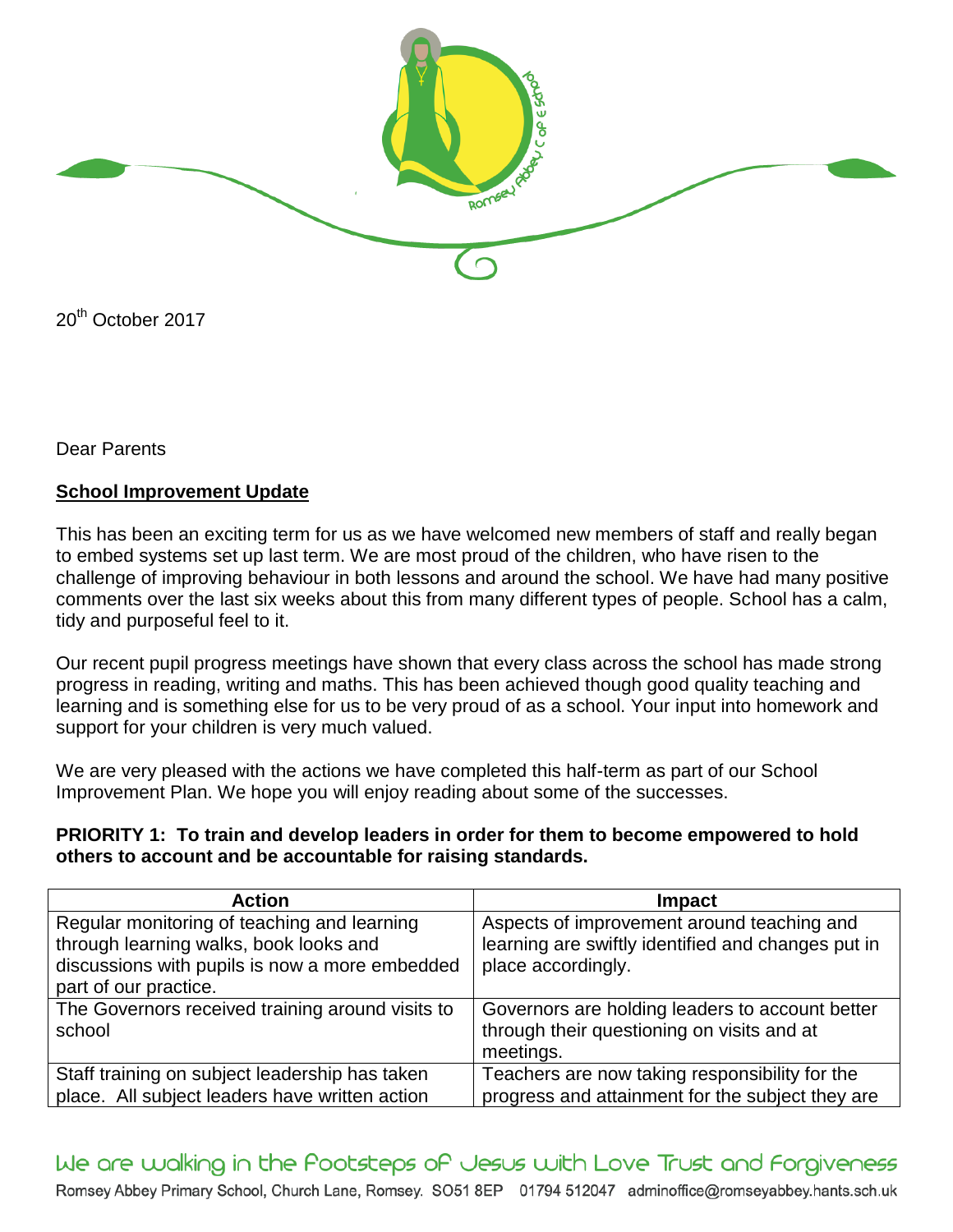20th October 2017

Dear Parents

**School Improvement Update**

This has been an exciting term for us as we have welcomed new members of staff and really began to embed systems set up last term. We are most proud of the children, who have risen to the challenge of improving behaviour in both lessons and around the school. We have had many positive comments over the last six weeks about this from many different types of people. School has a calm, tidy and purposeful feel to it.

Our recent pupil progress meetings have shown that every class across the school has made strong progress in reading, writing and maths. This has been achieved though good quality teaching and learning and is something else for us to be very proud of as a school. Your input into homework and support for your children is very much valued.

We are very pleased with the actions we have completed this half-term as part of our School Improvement Plan. We hope you will enjoy reading about some of the successes.

**PRIORITY 1: To train and develop leaders in order for them to become empowered to hold others to account and be accountable for raising standards.**

| Action | Impact |
|---|---|
| Regular monitoring of teaching and learning through learning walks, book looks and discussions with pupils is now a more embedded part of our practice. | Aspects of improvement around teaching and learning are swiftly identified and changes put in place accordingly. |
| The Governors received training around visits to school | Governors are holding leaders to account better through their questioning on visits and at meetings. |
| Staff training on subject leadership has taken place. All subject leaders have written action | Teachers are now taking responsibility for the progress and attainment for the subject they are |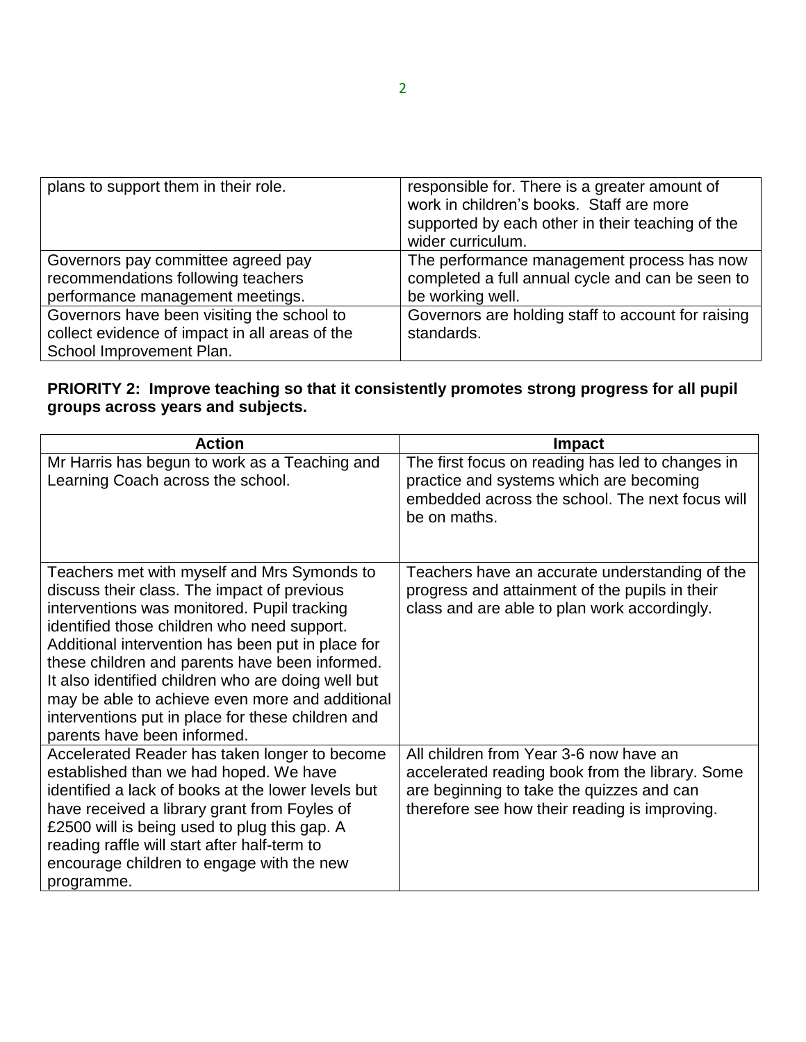| | |
|---|---|
| plans to support them in their role. | responsible for. There is a greater amount of work in children's books. Staff are more supported by each other in their teaching of the wider curriculum. |
| Governors pay committee agreed pay recommendations following teachers performance management meetings. | The performance management process has now completed a full annual cycle and can be seen to be working well. |
| Governors have been visiting the school to collect evidence of impact in all areas of the School Improvement Plan. | Governors are holding staff to account for raising standards. |

**PRIORITY 2: Improve teaching so that it consistently promotes strong progress for all pupil groups across years and subjects.**

| Action | Impact |
|---|---|
| Mr Harris has begun to work as a Teaching and Learning Coach across the school. | The first focus on reading has led to changes in practice and systems which are becoming embedded across the school. The next focus will be on maths. |
| Teachers met with myself and Mrs Symonds to discuss their class. The impact of previous interventions was monitored. Pupil tracking identified those children who need support. Additional intervention has been put in place for these children and parents have been informed. It also identified children who are doing well but may be able to achieve even more and additional interventions put in place for these children and parents have been informed. | Teachers have an accurate understanding of the progress and attainment of the pupils in their class and are able to plan work accordingly. |
| Accelerated Reader has taken longer to become established than we had hoped. We have identified a lack of books at the lower levels but have received a library grant from Foyles of £2500 will is being used to plug this gap. A reading raffle will start after half-term to encourage children to engage with the new programme. | All children from Year 3-6 now have an accelerated reading book from the library. Some are beginning to take the quizzes and can therefore see how their reading is improving. |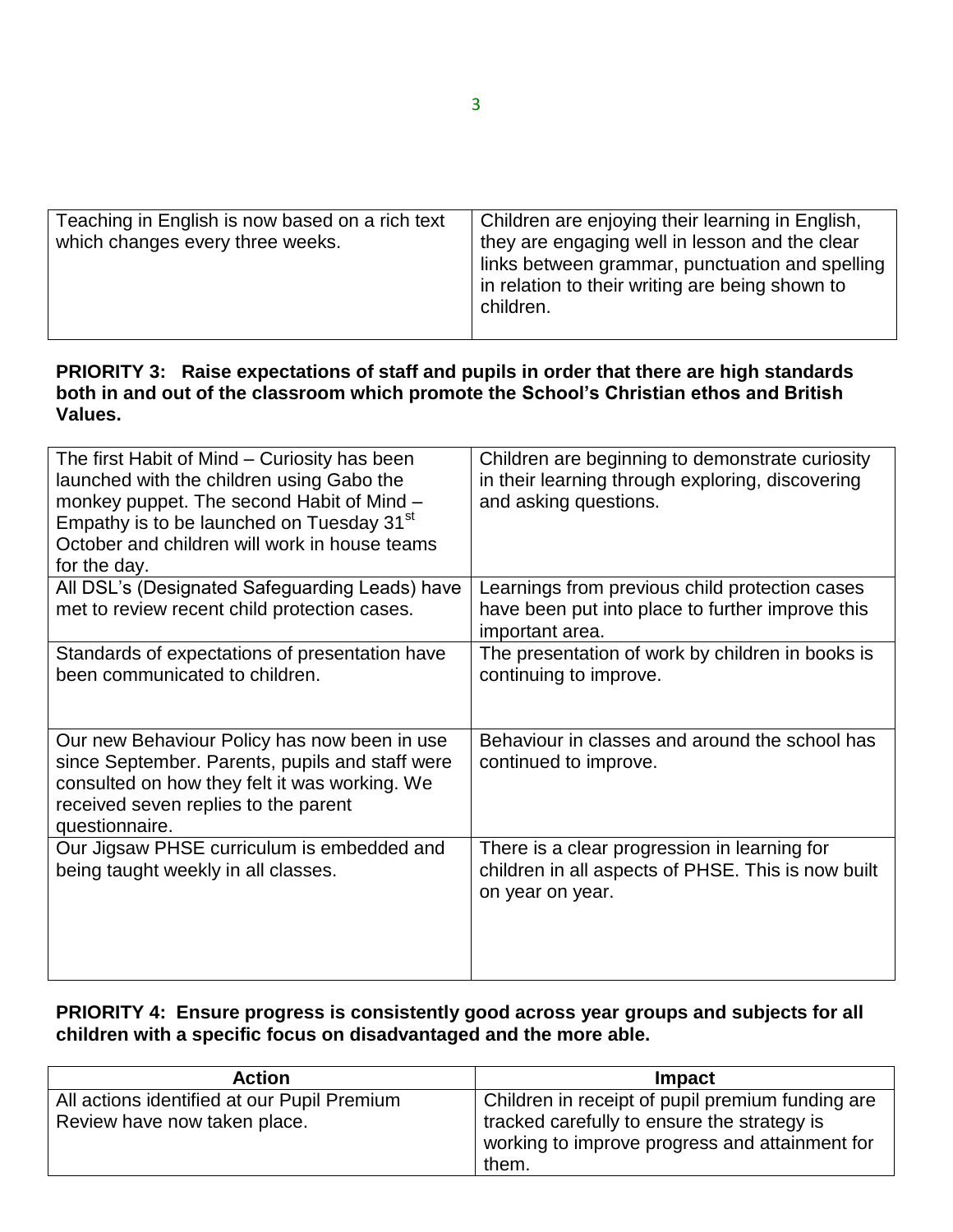| | |
|---|---|
| Teaching in English is now based on a rich text which changes every three weeks. | Children are enjoying their learning in English, they are engaging well in lesson and the clear links between grammar, punctuation and spelling in relation to their writing are being shown to children. |

**PRIORITY 3: Raise expectations of staff and pupils in order that there are high standards both in and out of the classroom which promote the School's Christian ethos and British Values.**

| | |
|---|---|
| The first Habit of Mind – Curiosity has been launched with the children using Gabo the monkey puppet. The second Habit of Mind – Empathy is to be launched on Tuesday 31st October and children will work in house teams for the day. | Children are beginning to demonstrate curiosity in their learning through exploring, discovering and asking questions. |
| All DSL's (Designated Safeguarding Leads) have met to review recent child protection cases. | Learnings from previous child protection cases have been put into place to further improve this important area. |
| Standards of expectations of presentation have been communicated to children. | The presentation of work by children in books is continuing to improve. |
| Our new Behaviour Policy has now been in use since September. Parents, pupils and staff were consulted on how they felt it was working. We received seven replies to the parent questionnaire. | Behaviour in classes and around the school has continued to improve. |
| Our Jigsaw PHSE curriculum is embedded and being taught weekly in all classes. | There is a clear progression in learning for children in all aspects of PHSE. This is now built on year on year. |

**PRIORITY 4: Ensure progress is consistently good across year groups and subjects for all children with a specific focus on disadvantaged and the more able.**

| Action | Impact |
|---|---|
| All actions identified at our Pupil Premium Review have now taken place. | Children in receipt of pupil premium funding are tracked carefully to ensure the strategy is working to improve progress and attainment for them. |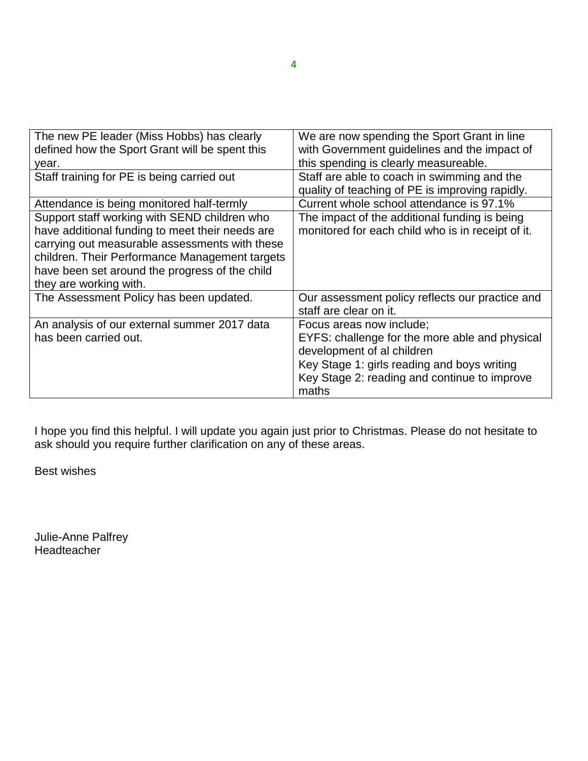| | |
|---|---|
| The new PE leader (Miss Hobbs) has clearly defined how the Sport Grant will be spent this year. | We are now spending the Sport Grant in line with Government guidelines and the impact of this spending is clearly measureable. |
| Staff training for PE is being carried out | Staff are able to coach in swimming and the quality of teaching of PE is improving rapidly. |
| Attendance is being monitored half-termly | Current whole school attendance is 97.1% |
| Support staff working with SEND children who have additional funding to meet their needs are carrying out measurable assessments with these children. Their Performance Management targets have been set around the progress of the child they are working with. | The impact of the additional funding is being monitored for each child who is in receipt of it. |
| The Assessment Policy has been updated. | Our assessment policy reflects our practice and staff are clear on it. |
| An analysis of our external summer 2017 data has been carried out. | Focus areas now include;<br>EYFS: challenge for the more able and physical development of al children<br>Key Stage 1: girls reading and boys writing<br>Key Stage 2: reading and continue to improve maths |

I hope you find this helpful. I will update you again just prior to Christmas. Please do not hesitate to ask should you require further clarification on any of these areas.

Best wishes

Julie-Anne Palfrey
Headteacher